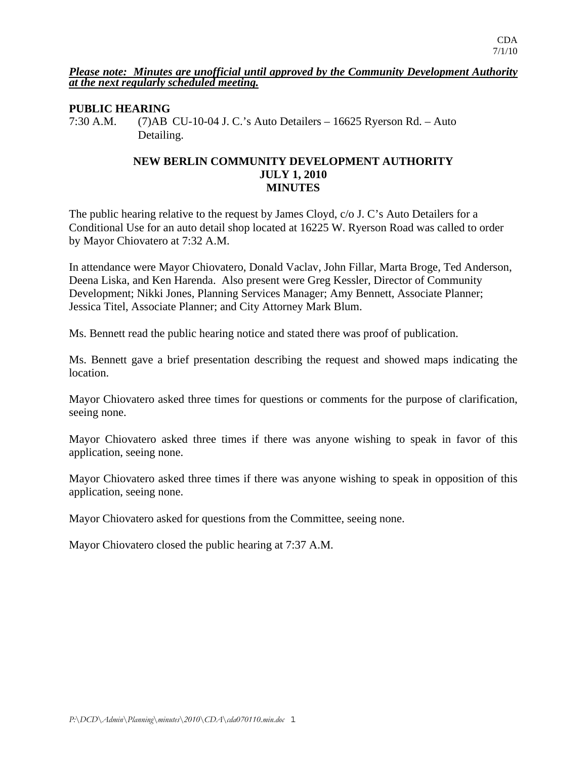CDA
7/1/10

***Please note: Minutes are unofficial until approved by the Community Development Authority at the next regularly scheduled meeting.***

**PUBLIC HEARING**

7:30 A.M. (7)AB CU-10-04 J. C.'s Auto Detailers – 16625 Ryerson Rd. – Auto Detailing.

# NEW BERLIN COMMUNITY DEVELOPMENT AUTHORITY
## JULY 1, 2010
## MINUTES

The public hearing relative to the request by James Cloyd, c/o J. C's Auto Detailers for a Conditional Use for an auto detail shop located at 16225 W. Ryerson Road was called to order by Mayor Chiovatero at 7:32 A.M.

In attendance were Mayor Chiovatero, Donald Vaclav, John Fillar, Marta Broge, Ted Anderson, Deena Liska, and Ken Harenda. Also present were Greg Kessler, Director of Community Development; Nikki Jones, Planning Services Manager; Amy Bennett, Associate Planner; Jessica Titel, Associate Planner; and City Attorney Mark Blum.

Ms. Bennett read the public hearing notice and stated there was proof of publication.

Ms. Bennett gave a brief presentation describing the request and showed maps indicating the location.

Mayor Chiovatero asked three times for questions or comments for the purpose of clarification, seeing none.

Mayor Chiovatero asked three times if there was anyone wishing to speak in favor of this application, seeing none.

Mayor Chiovatero asked three times if there was anyone wishing to speak in opposition of this application, seeing none.

Mayor Chiovatero asked for questions from the Committee, seeing none.

Mayor Chiovatero closed the public hearing at 7:37 A.M.

*P:\DCD\Admin\Planning\minutes\2010\CDA\cda070110.min.doc*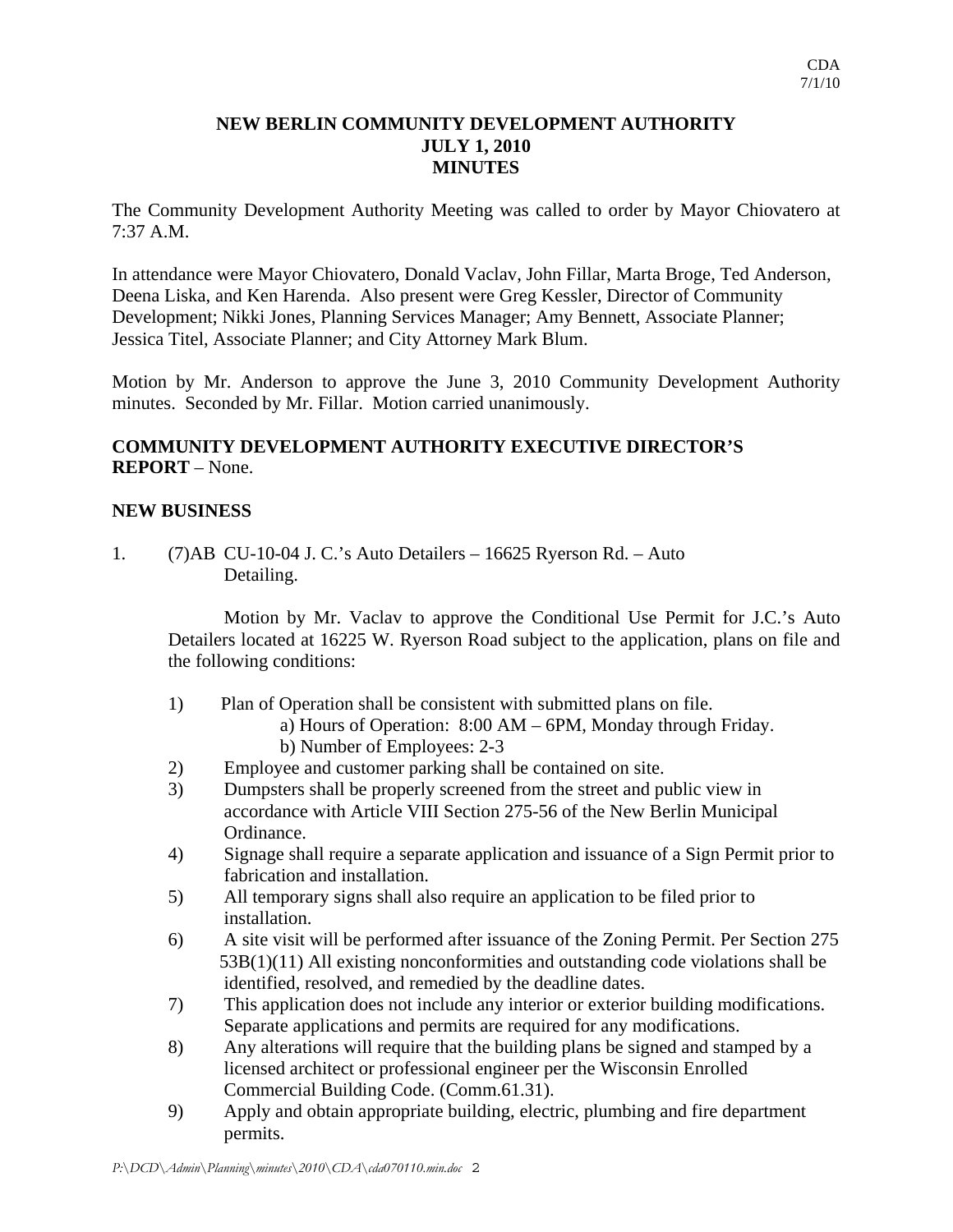# NEW BERLIN COMMUNITY DEVELOPMENT AUTHORITY
# JULY 1, 2010
# MINUTES

The Community Development Authority Meeting was called to order by Mayor Chiovatero at 7:37 A.M.

In attendance were Mayor Chiovatero, Donald Vaclav, John Fillar, Marta Broge, Ted Anderson, Deena Liska, and Ken Harenda. Also present were Greg Kessler, Director of Community Development; Nikki Jones, Planning Services Manager; Amy Bennett, Associate Planner; Jessica Titel, Associate Planner; and City Attorney Mark Blum.

Motion by Mr. Anderson to approve the June 3, 2010 Community Development Authority minutes. Seconded by Mr. Fillar. Motion carried unanimously.

**COMMUNITY DEVELOPMENT AUTHORITY EXECUTIVE DIRECTOR'S REPORT** – None.

**NEW BUSINESS**

1. (7)AB CU-10-04 J. C.'s Auto Detailers – 16625 Ryerson Rd. – Auto Detailing.

   Motion by Mr. Vaclav to approve the Conditional Use Permit for J.C.'s Auto Detailers located at 16225 W. Ryerson Road subject to the application, plans on file and the following conditions:

   1) Plan of Operation shall be consistent with submitted plans on file.
      a) Hours of Operation: 8:00 AM – 6PM, Monday through Friday.
      b) Number of Employees: 2-3
   2) Employee and customer parking shall be contained on site.
   3) Dumpsters shall be properly screened from the street and public view in accordance with Article VIII Section 275-56 of the New Berlin Municipal Ordinance.
   4) Signage shall require a separate application and issuance of a Sign Permit prior to fabrication and installation.
   5) All temporary signs shall also require an application to be filed prior to installation.
   6) A site visit will be performed after issuance of the Zoning Permit. Per Section 275 53B(1)(11) All existing nonconformities and outstanding code violations shall be identified, resolved, and remedied by the deadline dates.
   7) This application does not include any interior or exterior building modifications. Separate applications and permits are required for any modifications.
   8) Any alterations will require that the building plans be signed and stamped by a licensed architect or professional engineer per the Wisconsin Enrolled Commercial Building Code. (Comm.61.31).
   9) Apply and obtain appropriate building, electric, plumbing and fire department permits.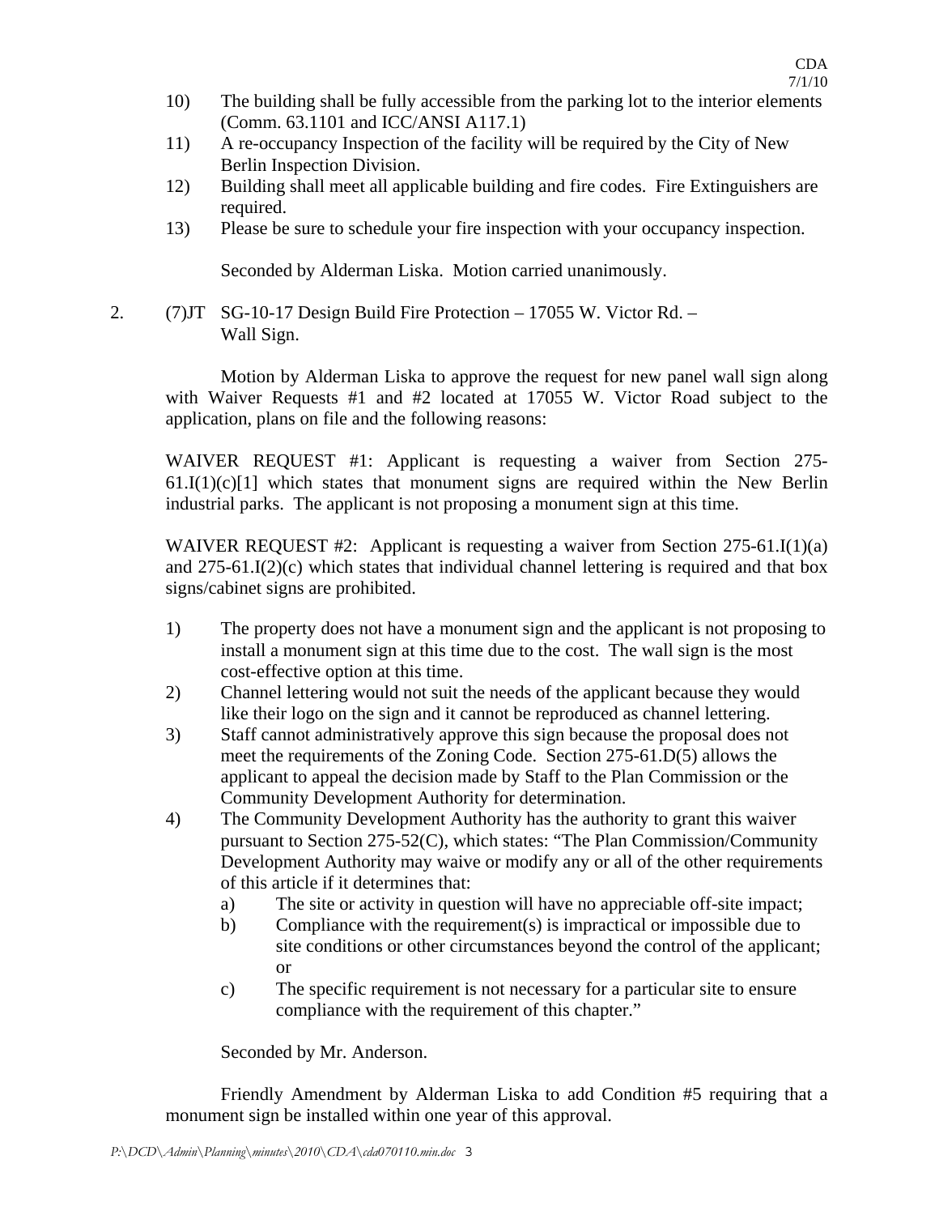10) The building shall be fully accessible from the parking lot to the interior elements (Comm. 63.1101 and ICC/ANSI A117.1)
11) A re-occupancy Inspection of the facility will be required by the City of New Berlin Inspection Division.
12) Building shall meet all applicable building and fire codes. Fire Extinguishers are required.
13) Please be sure to schedule your fire inspection with your occupancy inspection.

Seconded by Alderman Liska. Motion carried unanimously.

2. (7)JT SG-10-17 Design Build Fire Protection – 17055 W. Victor Rd. – Wall Sign.

Motion by Alderman Liska to approve the request for new panel wall sign along with Waiver Requests #1 and #2 located at 17055 W. Victor Road subject to the application, plans on file and the following reasons:

WAIVER REQUEST #1: Applicant is requesting a waiver from Section 275-61.I(1)(c)[1] which states that monument signs are required within the New Berlin industrial parks. The applicant is not proposing a monument sign at this time.

WAIVER REQUEST #2: Applicant is requesting a waiver from Section 275-61.I(1)(a) and 275-61.I(2)(c) which states that individual channel lettering is required and that box signs/cabinet signs are prohibited.

1) The property does not have a monument sign and the applicant is not proposing to install a monument sign at this time due to the cost. The wall sign is the most cost-effective option at this time.
2) Channel lettering would not suit the needs of the applicant because they would like their logo on the sign and it cannot be reproduced as channel lettering.
3) Staff cannot administratively approve this sign because the proposal does not meet the requirements of the Zoning Code. Section 275-61.D(5) allows the applicant to appeal the decision made by Staff to the Plan Commission or the Community Development Authority for determination.
4) The Community Development Authority has the authority to grant this waiver pursuant to Section 275-52(C), which states: "The Plan Commission/Community Development Authority may waive or modify any or all of the other requirements of this article if it determines that:
   a) The site or activity in question will have no appreciable off-site impact;
   b) Compliance with the requirement(s) is impractical or impossible due to site conditions or other circumstances beyond the control of the applicant; or
   c) The specific requirement is not necessary for a particular site to ensure compliance with the requirement of this chapter."

Seconded by Mr. Anderson.

Friendly Amendment by Alderman Liska to add Condition #5 requiring that a monument sign be installed within one year of this approval.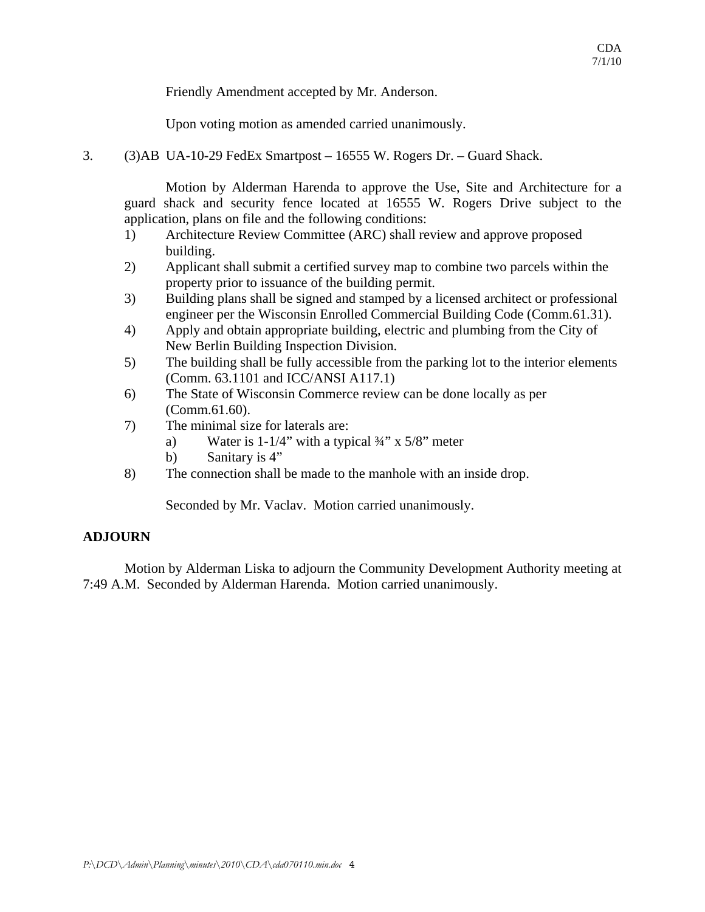Friendly Amendment accepted by Mr. Anderson.

Upon voting motion as amended carried unanimously.

3. (3)AB UA-10-29 FedEx Smartpost – 16555 W. Rogers Dr. – Guard Shack.

Motion by Alderman Harenda to approve the Use, Site and Architecture for a guard shack and security fence located at 16555 W. Rogers Drive subject to the application, plans on file and the following conditions:

1) Architecture Review Committee (ARC) shall review and approve proposed building.
2) Applicant shall submit a certified survey map to combine two parcels within the property prior to issuance of the building permit.
3) Building plans shall be signed and stamped by a licensed architect or professional engineer per the Wisconsin Enrolled Commercial Building Code (Comm.61.31).
4) Apply and obtain appropriate building, electric and plumbing from the City of New Berlin Building Inspection Division.
5) The building shall be fully accessible from the parking lot to the interior elements (Comm. 63.1101 and ICC/ANSI A117.1)
6) The State of Wisconsin Commerce review can be done locally as per (Comm.61.60).
7) The minimal size for laterals are:
   a) Water is 1-1/4" with a typical ¾" x 5/8" meter
   b) Sanitary is 4"
8) The connection shall be made to the manhole with an inside drop.

Seconded by Mr. Vaclav. Motion carried unanimously.

**ADJOURN**

Motion by Alderman Liska to adjourn the Community Development Authority meeting at 7:49 A.M. Seconded by Alderman Harenda. Motion carried unanimously.